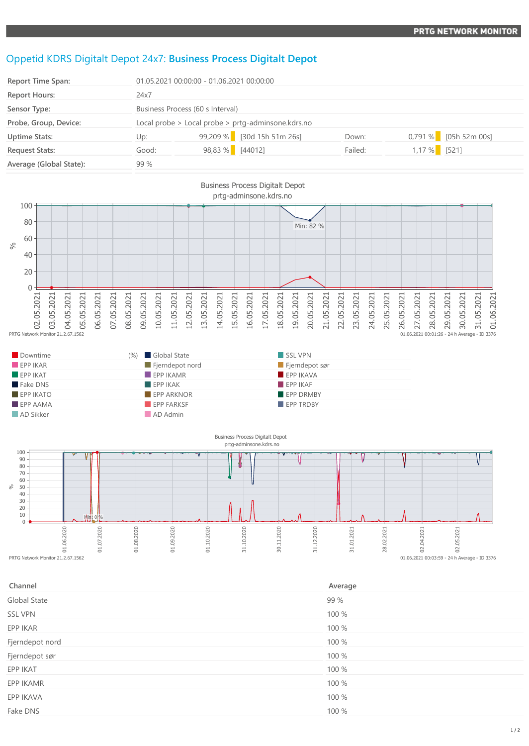# Oppetid KDRS Digitalt Depot 24x7: **Business Process Digitalt Depot**

| | | | | | | |
|---|---|---|---|---|---|---|
| **Report Time Span:** | 01.05.2021 00:00:00 - 01.06.2021 00:00:00 | | | | | |
| **Report Hours:** | 24x7 | | | | | |
| **Sensor Type:** | Business Process (60 s Interval) | | | | | |
| **Probe, Group, Device:** | Local probe > Local probe > prtg-adminsone.kdrs.no | | | | | |
| **Uptime Stats:** | Up: | 99,209 % | [30d 15h 51m 26s] | Down: | 0,791 % | [05h 52m 00s] |
| **Request Stats:** | Good: | 98,83 % | [44012] | Failed: | 1,17 % | [521] |
| **Average (Global State):** | 99 % | | | | | |

Business Process Digitalt Depot
prtg-adminsone.kdrs.no

Min: 82 %

PRTG Network Monitor 21.2.67.1562

01.06.2021 00:01:26 - 24 h Average - ID 3376

| | | |
|---|---|---|
| Downtime (%) | Global State | SSL VPN |
| EPP IKAR | Fjerndepot nord | Fjerndepot sør |
| EPP IKAT | EPP IKAMR | EPP IKAVA |
| Fake DNS | EPP IKAK | EPP IKAF |
| EPP IKATO | EPP ARKNOR | EPP DRMBY |
| EPP AAMA | EPP FARKSF | EPP TRDBY |
| AD Sikker | AD Admin | |

Business Process Digitalt Depot
prtg-adminsone.kdrs.no

Min: 0 %

PRTG Network Monitor 21.2.67.1562

01.06.2021 00:03:59 - 24 h Average - ID 3376

| Channel | Average |
|---|---|
| Global State | 99 % |
| SSL VPN | 100 % |
| EPP IKAR | 100 % |
| Fjerndepot nord | 100 % |
| Fjerndepot sør | 100 % |
| EPP IKAT | 100 % |
| EPP IKAMR | 100 % |
| EPP IKAVA | 100 % |
| Fake DNS | 100 % |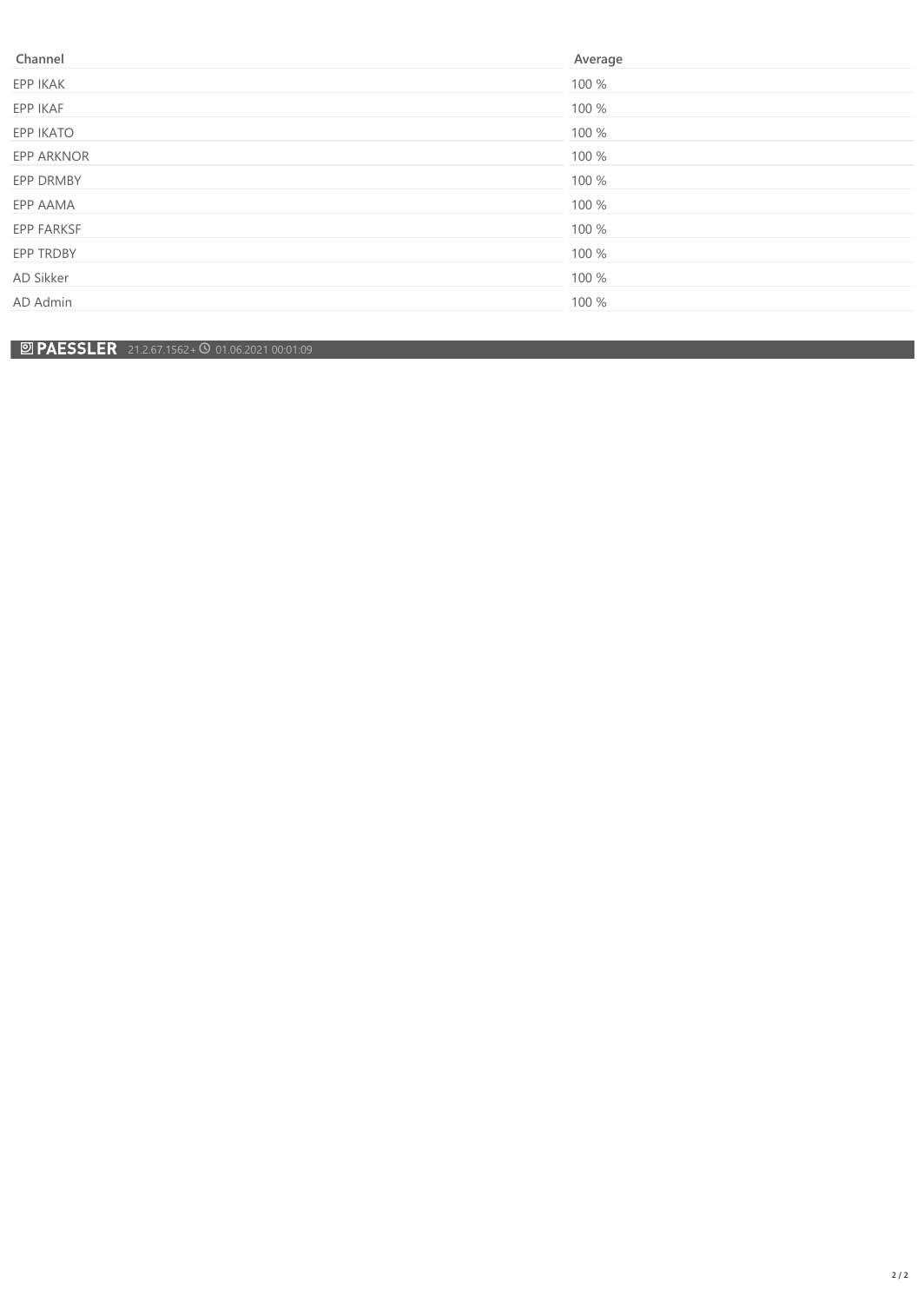| Channel | Average |
| --- | --- |
| EPP IKAK | 100 % |
| EPP IKAF | 100 % |
| EPP IKATO | 100 % |
| EPP ARKNOR | 100 % |
| EPP DRMBY | 100 % |
| EPP AAMA | 100 % |
| EPP FARKSF | 100 % |
| EPP TRDBY | 100 % |
| AD Sikker | 100 % |
| AD Admin | 100 % |

PAESSLER 21.2.67.1562+ 01.06.2021 00:01:09